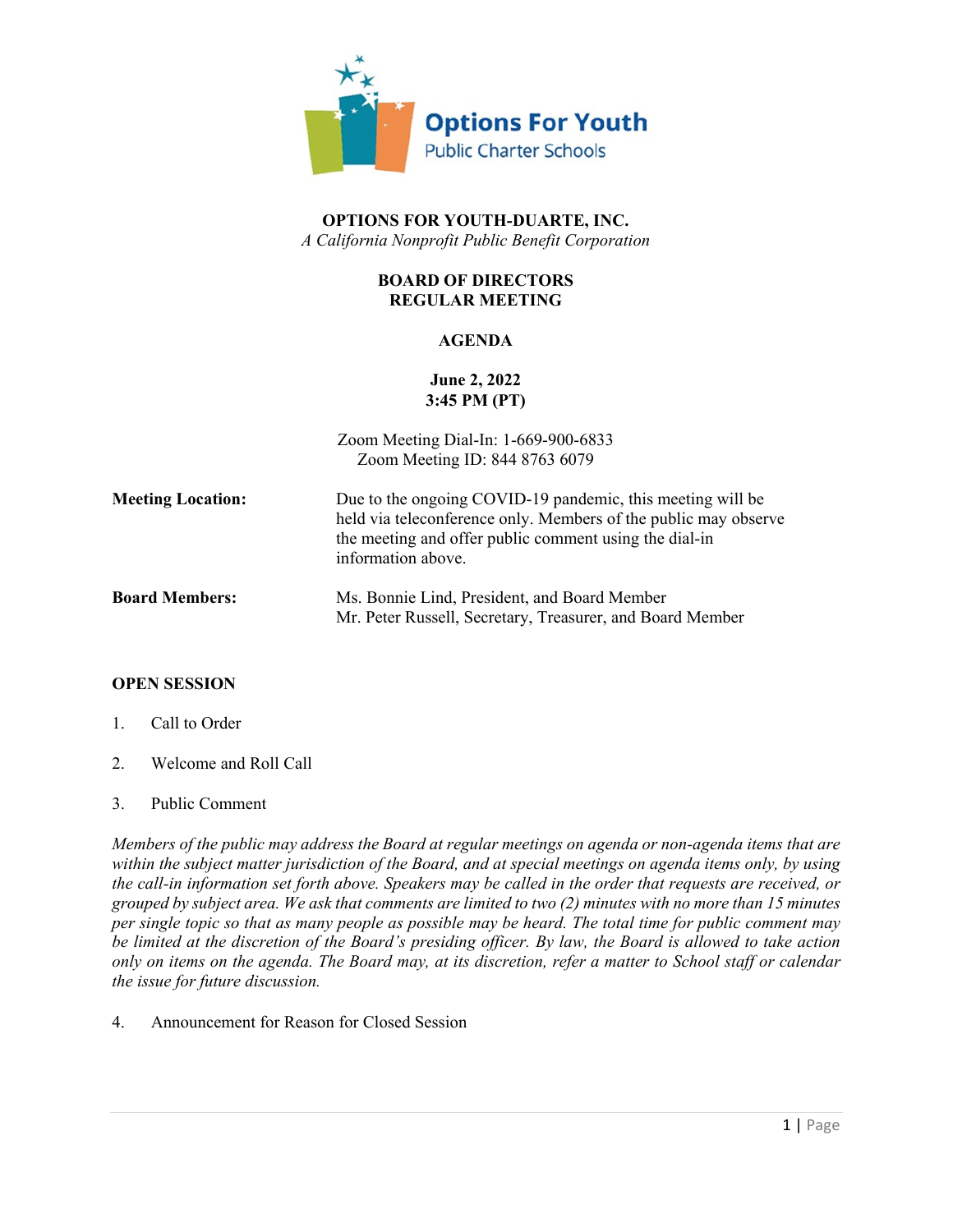Options For Youth
Public Charter Schools

**OPTIONS FOR YOUTH-DUARTE, INC.**
*A California Nonprofit Public Benefit Corporation*

# BOARD OF DIRECTORS
# REGULAR MEETING

## AGENDA

**June 2, 2022**
**3:45 PM (PT)**

Zoom Meeting Dial-In: 1-669-900-6833
Zoom Meeting ID: 844 8763 6079

| | |
|---|---|
| **Meeting Location:** | Due to the ongoing COVID-19 pandemic, this meeting will be held via teleconference only. Members of the public may observe the meeting and offer public comment using the dial-in information above. |
| **Board Members:** | Ms. Bonnie Lind, President, and Board Member<br>Mr. Peter Russell, Secretary, Treasurer, and Board Member |

## OPEN SESSION

1. Call to Order

2. Welcome and Roll Call

3. Public Comment

*Members of the public may address the Board at regular meetings on agenda or non-agenda items that are within the subject matter jurisdiction of the Board, and at special meetings on agenda items only, by using the call-in information set forth above. Speakers may be called in the order that requests are received, or grouped by subject area. We ask that comments are limited to two (2) minutes with no more than 15 minutes per single topic so that as many people as possible may be heard. The total time for public comment may be limited at the discretion of the Board's presiding officer. By law, the Board is allowed to take action only on items on the agenda. The Board may, at its discretion, refer a matter to School staff or calendar the issue for future discussion.*

4. Announcement for Reason for Closed Session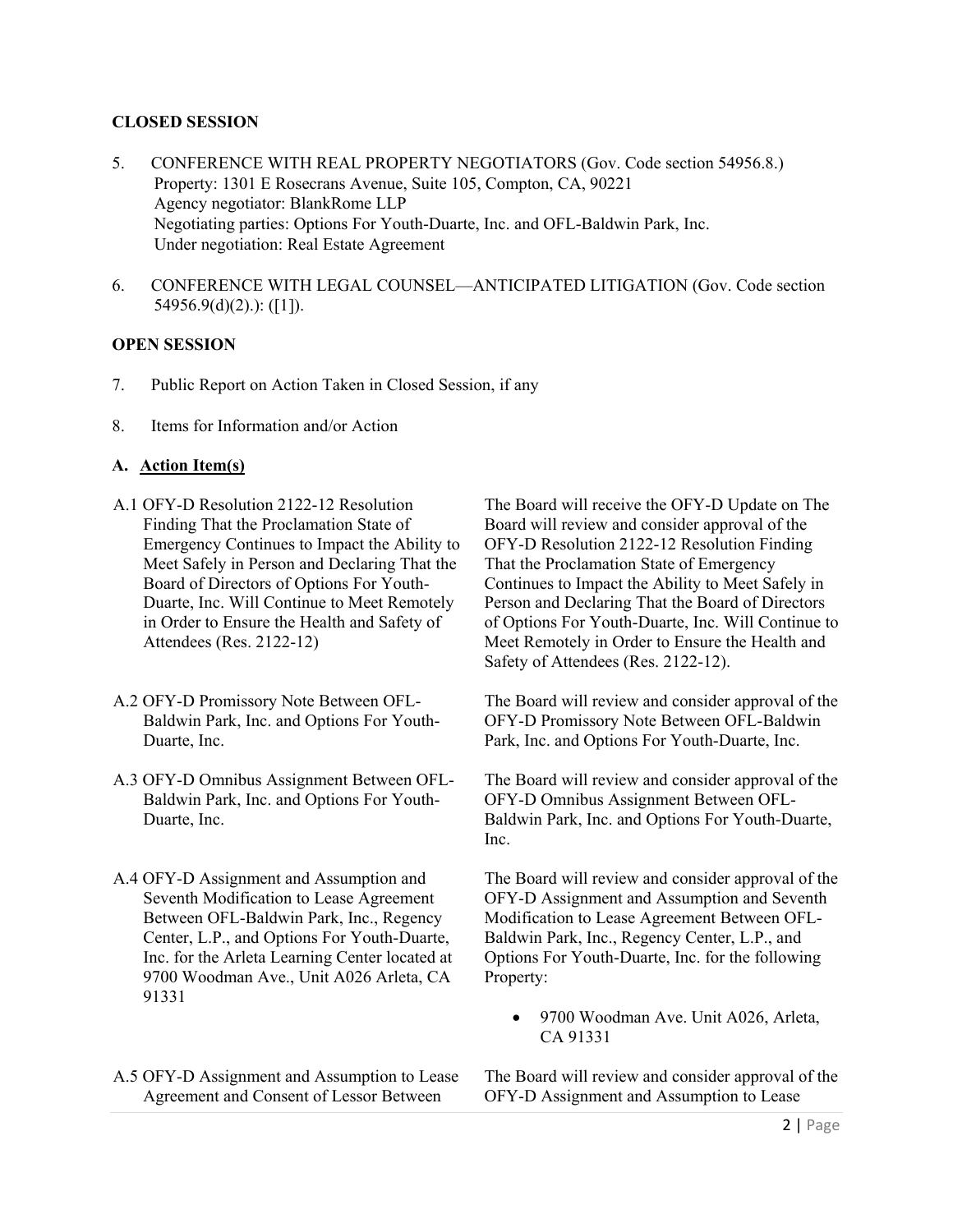**CLOSED SESSION**

5. CONFERENCE WITH REAL PROPERTY NEGOTIATORS (Gov. Code section 54956.8.)
   Property: 1301 E Rosecrans Avenue, Suite 105, Compton, CA, 90221
   Agency negotiator: BlankRome LLP
   Negotiating parties: Options For Youth-Duarte, Inc. and OFL-Baldwin Park, Inc.
   Under negotiation: Real Estate Agreement

6. CONFERENCE WITH LEGAL COUNSEL—ANTICIPATED LITIGATION (Gov. Code section 54956.9(d)(2).): ([1]).

**OPEN SESSION**

7. Public Report on Action Taken in Closed Session, if any

8. Items for Information and/or Action

**A. Action Item(s)**

| | |
|---|---|
| A.1 OFY-D Resolution 2122-12 Resolution Finding That the Proclamation State of Emergency Continues to Impact the Ability to Meet Safely in Person and Declaring That the Board of Directors of Options For Youth-Duarte, Inc. Will Continue to Meet Remotely in Order to Ensure the Health and Safety of Attendees (Res. 2122-12) | The Board will receive the OFY-D Update on The Board will review and consider approval of the OFY-D Resolution 2122-12 Resolution Finding That the Proclamation State of Emergency Continues to Impact the Ability to Meet Safely in Person and Declaring That the Board of Directors of Options For Youth-Duarte, Inc. Will Continue to Meet Remotely in Order to Ensure the Health and Safety of Attendees (Res. 2122-12). |
| A.2 OFY-D Promissory Note Between OFL-Baldwin Park, Inc. and Options For Youth-Duarte, Inc. | The Board will review and consider approval of the OFY-D Promissory Note Between OFL-Baldwin Park, Inc. and Options For Youth-Duarte, Inc. |
| A.3 OFY-D Omnibus Assignment Between OFL-Baldwin Park, Inc. and Options For Youth-Duarte, Inc. | The Board will review and consider approval of the OFY-D Omnibus Assignment Between OFL-Baldwin Park, Inc. and Options For Youth-Duarte, Inc. |
| A.4 OFY-D Assignment and Assumption and Seventh Modification to Lease Agreement Between OFL-Baldwin Park, Inc., Regency Center, L.P., and Options For Youth-Duarte, Inc. for the Arleta Learning Center located at 9700 Woodman Ave., Unit A026 Arleta, CA 91331 | The Board will review and consider approval of the OFY-D Assignment and Assumption and Seventh Modification to Lease Agreement Between OFL-Baldwin Park, Inc., Regency Center, L.P., and Options For Youth-Duarte, Inc. for the following Property: <br>• 9700 Woodman Ave. Unit A026, Arleta, CA 91331 |
| A.5 OFY-D Assignment and Assumption to Lease Agreement and Consent of Lessor Between | The Board will review and consider approval of the OFY-D Assignment and Assumption to Lease |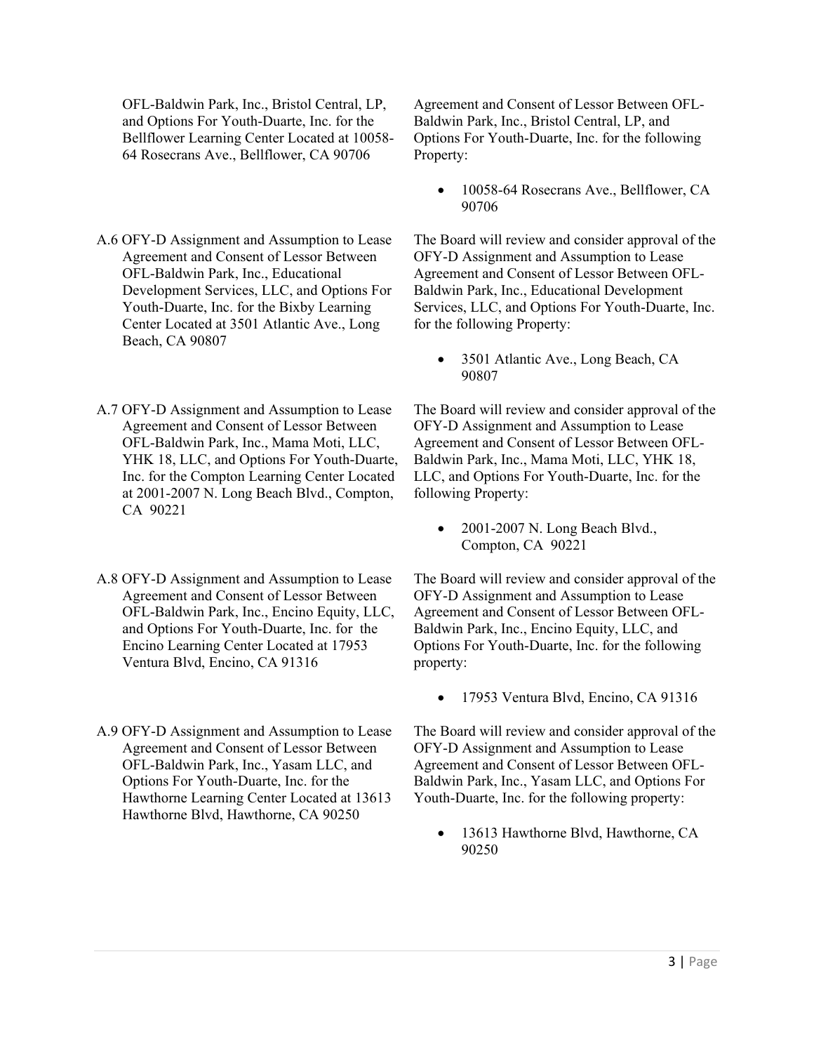| | |
|---|---|
| OFL-Baldwin Park, Inc., Bristol Central, LP, and Options For Youth-Duarte, Inc. for the Bellflower Learning Center Located at 10058-64 Rosecrans Ave., Bellflower, CA 90706 | Agreement and Consent of Lessor Between OFL-Baldwin Park, Inc., Bristol Central, LP, and Options For Youth-Duarte, Inc. for the following Property:<br><br>• 10058-64 Rosecrans Ave., Bellflower, CA 90706 |
| A.6 OFY-D Assignment and Assumption to Lease Agreement and Consent of Lessor Between OFL-Baldwin Park, Inc., Educational Development Services, LLC, and Options For Youth-Duarte, Inc. for the Bixby Learning Center Located at 3501 Atlantic Ave., Long Beach, CA 90807 | The Board will review and consider approval of the OFY-D Assignment and Assumption to Lease Agreement and Consent of Lessor Between OFL-Baldwin Park, Inc., Educational Development Services, LLC, and Options For Youth-Duarte, Inc. for the following Property:<br><br>• 3501 Atlantic Ave., Long Beach, CA 90807 |
| A.7 OFY-D Assignment and Assumption to Lease Agreement and Consent of Lessor Between OFL-Baldwin Park, Inc., Mama Moti, LLC, YHK 18, LLC, and Options For Youth-Duarte, Inc. for the Compton Learning Center Located at 2001-2007 N. Long Beach Blvd., Compton, CA 90221 | The Board will review and consider approval of the OFY-D Assignment and Assumption to Lease Agreement and Consent of Lessor Between OFL-Baldwin Park, Inc., Mama Moti, LLC, YHK 18, LLC, and Options For Youth-Duarte, Inc. for the following Property:<br><br>• 2001-2007 N. Long Beach Blvd., Compton, CA 90221 |
| A.8 OFY-D Assignment and Assumption to Lease Agreement and Consent of Lessor Between OFL-Baldwin Park, Inc., Encino Equity, LLC, and Options For Youth-Duarte, Inc. for the Encino Learning Center Located at 17953 Ventura Blvd, Encino, CA 91316 | The Board will review and consider approval of the OFY-D Assignment and Assumption to Lease Agreement and Consent of Lessor Between OFL-Baldwin Park, Inc., Encino Equity, LLC, and Options For Youth-Duarte, Inc. for the following property:<br><br>• 17953 Ventura Blvd, Encino, CA 91316 |
| A.9 OFY-D Assignment and Assumption to Lease Agreement and Consent of Lessor Between OFL-Baldwin Park, Inc., Yasam LLC, and Options For Youth-Duarte, Inc. for the Hawthorne Learning Center Located at 13613 Hawthorne Blvd, Hawthorne, CA 90250 | The Board will review and consider approval of the OFY-D Assignment and Assumption to Lease Agreement and Consent of Lessor Between OFL-Baldwin Park, Inc., Yasam LLC, and Options For Youth-Duarte, Inc. for the following property:<br><br>• 13613 Hawthorne Blvd, Hawthorne, CA 90250 |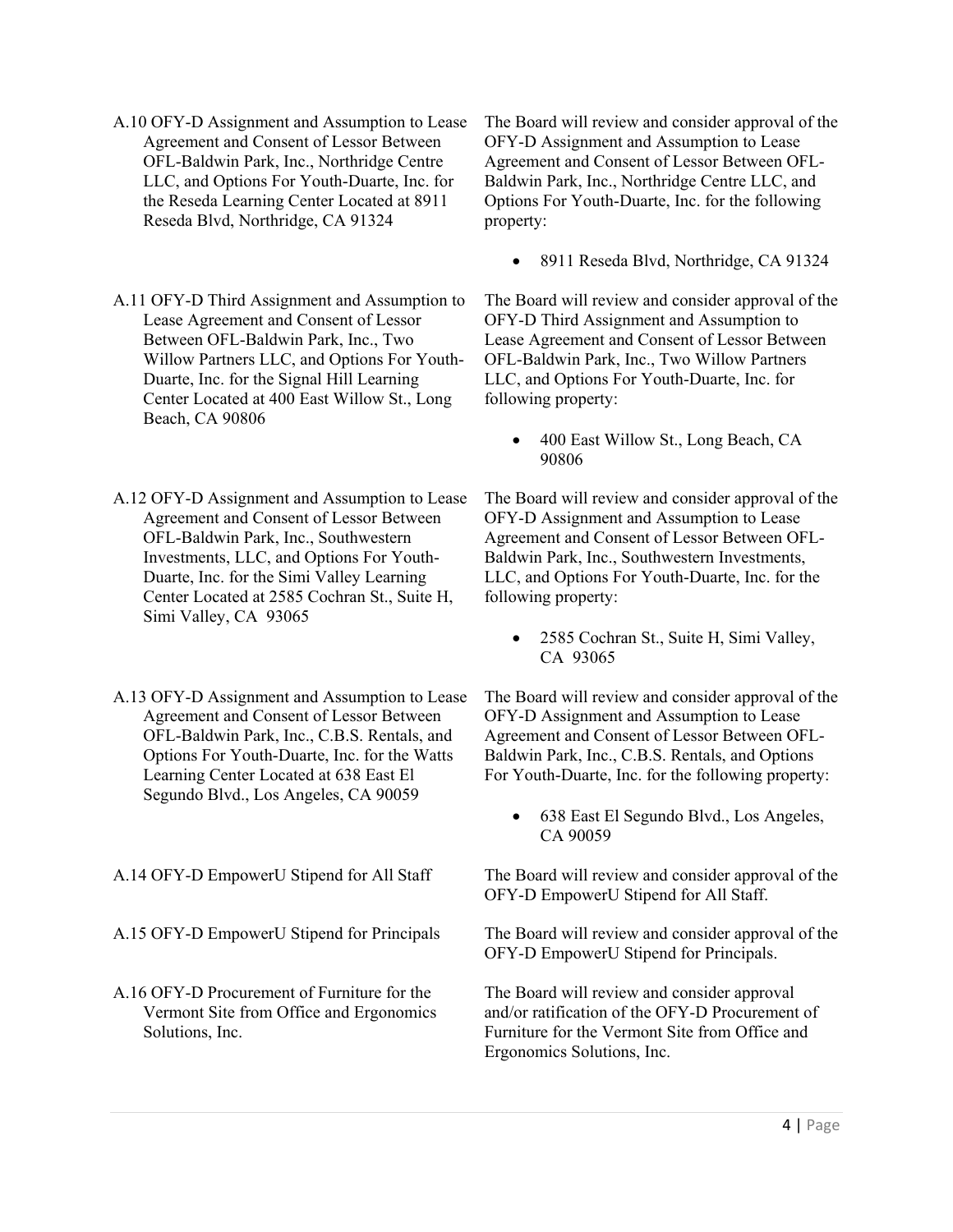A.10 OFY-D Assignment and Assumption to Lease Agreement and Consent of Lessor Between OFL-Baldwin Park, Inc., Northridge Centre LLC, and Options For Youth-Duarte, Inc. for the Reseda Learning Center Located at 8911 Reseda Blvd, Northridge, CA 91324

The Board will review and consider approval of the OFY-D Assignment and Assumption to Lease Agreement and Consent of Lessor Between OFL-Baldwin Park, Inc., Northridge Centre LLC, and Options For Youth-Duarte, Inc. for the following property:

- 8911 Reseda Blvd, Northridge, CA 91324

A.11 OFY-D Third Assignment and Assumption to Lease Agreement and Consent of Lessor Between OFL-Baldwin Park, Inc., Two Willow Partners LLC, and Options For Youth-Duarte, Inc. for the Signal Hill Learning Center Located at 400 East Willow St., Long Beach, CA 90806

The Board will review and consider approval of the OFY-D Third Assignment and Assumption to Lease Agreement and Consent of Lessor Between OFL-Baldwin Park, Inc., Two Willow Partners LLC, and Options For Youth-Duarte, Inc. for following property:

- 400 East Willow St., Long Beach, CA 90806

A.12 OFY-D Assignment and Assumption to Lease Agreement and Consent of Lessor Between OFL-Baldwin Park, Inc., Southwestern Investments, LLC, and Options For Youth-Duarte, Inc. for the Simi Valley Learning Center Located at 2585 Cochran St., Suite H, Simi Valley, CA 93065

The Board will review and consider approval of the OFY-D Assignment and Assumption to Lease Agreement and Consent of Lessor Between OFL-Baldwin Park, Inc., Southwestern Investments, LLC, and Options For Youth-Duarte, Inc. for the following property:

- 2585 Cochran St., Suite H, Simi Valley, CA 93065

A.13 OFY-D Assignment and Assumption to Lease Agreement and Consent of Lessor Between OFL-Baldwin Park, Inc., C.B.S. Rentals, and Options For Youth-Duarte, Inc. for the Watts Learning Center Located at 638 East El Segundo Blvd., Los Angeles, CA 90059

The Board will review and consider approval of the OFY-D Assignment and Assumption to Lease Agreement and Consent of Lessor Between OFL-Baldwin Park, Inc., C.B.S. Rentals, and Options For Youth-Duarte, Inc. for the following property:

- 638 East El Segundo Blvd., Los Angeles, CA 90059

A.14 OFY-D EmpowerU Stipend for All Staff

The Board will review and consider approval of the OFY-D EmpowerU Stipend for All Staff.

A.15 OFY-D EmpowerU Stipend for Principals

The Board will review and consider approval of the OFY-D EmpowerU Stipend for Principals.

A.16 OFY-D Procurement of Furniture for the Vermont Site from Office and Ergonomics Solutions, Inc.

The Board will review and consider approval and/or ratification of the OFY-D Procurement of Furniture for the Vermont Site from Office and Ergonomics Solutions, Inc.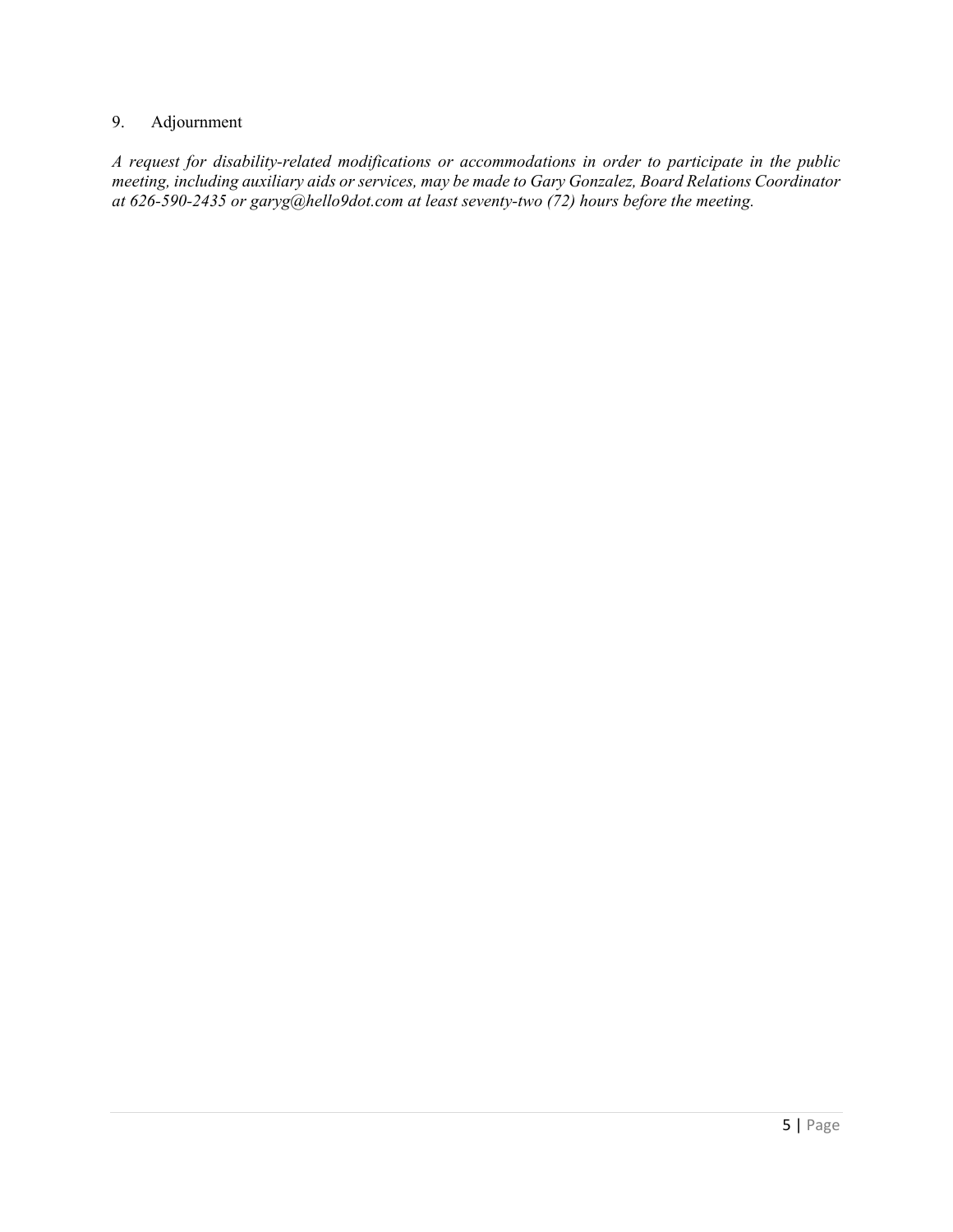9. Adjournment

*A request for disability-related modifications or accommodations in order to participate in the public meeting, including auxiliary aids or services, may be made to Gary Gonzalez, Board Relations Coordinator at 626-590-2435 or garyg@hello9dot.com at least seventy-two (72) hours before the meeting.*